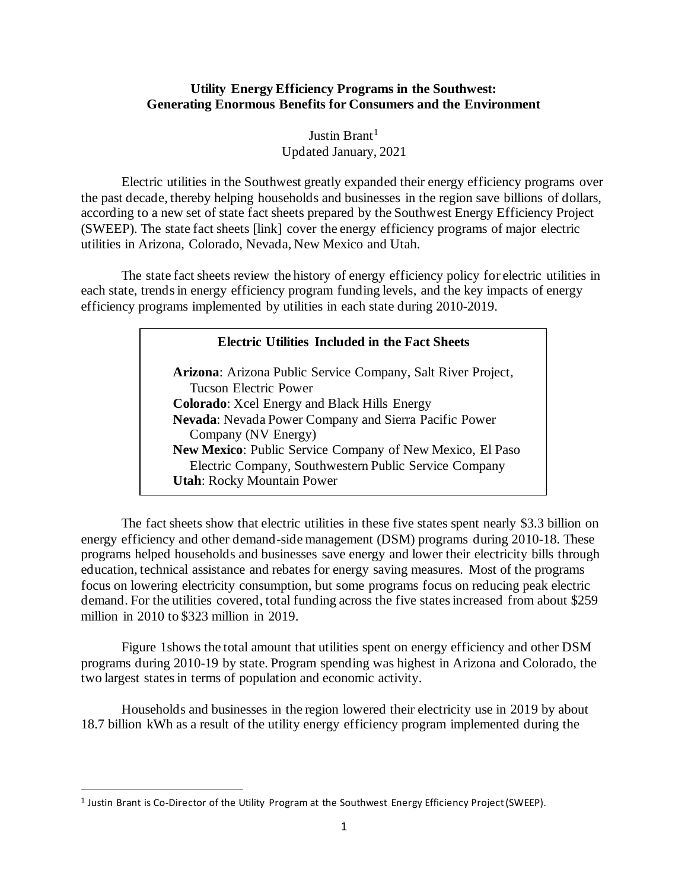# Utility Energy Efficiency Programs in the Southwest: Generating Enormous Benefits for Consumers and the Environment

Justin Brant[1]
Updated January, 2021

Electric utilities in the Southwest greatly expanded their energy efficiency programs over the past decade, thereby helping households and businesses in the region save billions of dollars, according to a new set of state fact sheets prepared by the Southwest Energy Efficiency Project (SWEEP). The state fact sheets [link] cover the energy efficiency programs of major electric utilities in Arizona, Colorado, Nevada, New Mexico and Utah.

The state fact sheets review the history of energy efficiency policy for electric utilities in each state, trends in energy efficiency program funding levels, and the key impacts of energy efficiency programs implemented by utilities in each state during 2010-2019.

> **Electric Utilities Included in the Fact Sheets**
>
> **Arizona**: Arizona Public Service Company, Salt River Project, Tucson Electric Power
> **Colorado**: Xcel Energy and Black Hills Energy
> **Nevada**: Nevada Power Company and Sierra Pacific Power Company (NV Energy)
> **New Mexico**: Public Service Company of New Mexico, El Paso Electric Company, Southwestern Public Service Company
> **Utah**: Rocky Mountain Power

The fact sheets show that electric utilities in these five states spent nearly $3.3 billion on energy efficiency and other demand-side management (DSM) programs during 2010-18. These programs helped households and businesses save energy and lower their electricity bills through education, technical assistance and rebates for energy saving measures. Most of the programs focus on lowering electricity consumption, but some programs focus on reducing peak electric demand. For the utilities covered, total funding across the five states increased from about $259 million in 2010 to $323 million in 2019.

Figure 1shows the total amount that utilities spent on energy efficiency and other DSM programs during 2010-19 by state. Program spending was highest in Arizona and Colorado, the two largest states in terms of population and economic activity.

Households and businesses in the region lowered their electricity use in 2019 by about 18.7 billion kWh as a result of the utility energy efficiency program implemented during the

[1] Justin Brant is Co-Director of the Utility Program at the Southwest Energy Efficiency Project (SWEEP).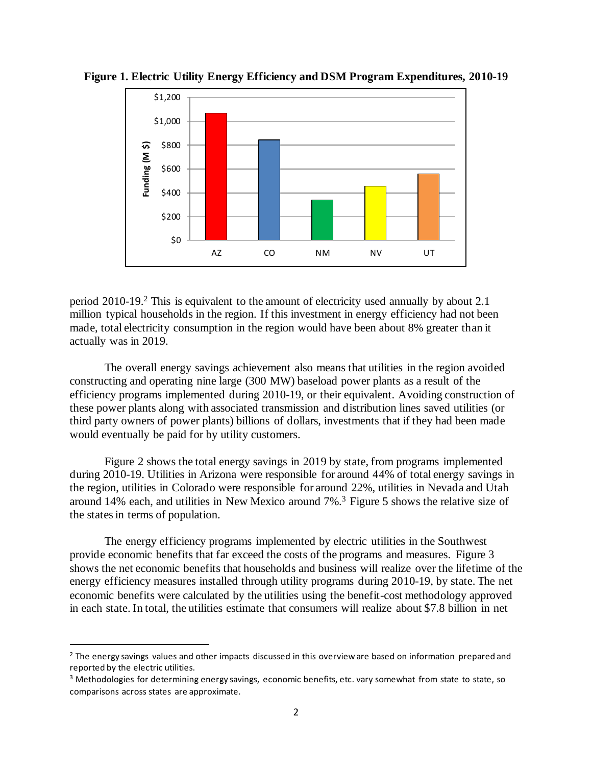**Figure 1. Electric Utility Energy Efficiency and DSM Program Expenditures, 2010-19**

period 2010-19.[2] This is equivalent to the amount of electricity used annually by about 2.1 million typical households in the region. If this investment in energy efficiency had not been made, total electricity consumption in the region would have been about 8% greater than it actually was in 2019.

The overall energy savings achievement also means that utilities in the region avoided constructing and operating nine large (300 MW) baseload power plants as a result of the efficiency programs implemented during 2010-19, or their equivalent. Avoiding construction of these power plants along with associated transmission and distribution lines saved utilities (or third party owners of power plants) billions of dollars, investments that if they had been made would eventually be paid for by utility customers.

Figure 2 shows the total energy savings in 2019 by state, from programs implemented during 2010-19. Utilities in Arizona were responsible for around 44% of total energy savings in the region, utilities in Colorado were responsible for around 22%, utilities in Nevada and Utah around 14% each, and utilities in New Mexico around 7%.[3] Figure 5 shows the relative size of the states in terms of population.

The energy efficiency programs implemented by electric utilities in the Southwest provide economic benefits that far exceed the costs of the programs and measures. Figure 3 shows the net economic benefits that households and business will realize over the lifetime of the energy efficiency measures installed through utility programs during 2010-19, by state. The net economic benefits were calculated by the utilities using the benefit-cost methodology approved in each state. In total, the utilities estimate that consumers will realize about $7.8 billion in net

---

[2] The energy savings values and other impacts discussed in this overview are based on information prepared and reported by the electric utilities.

[3] Methodologies for determining energy savings, economic benefits, etc. vary somewhat from state to state, so comparisons across states are approximate.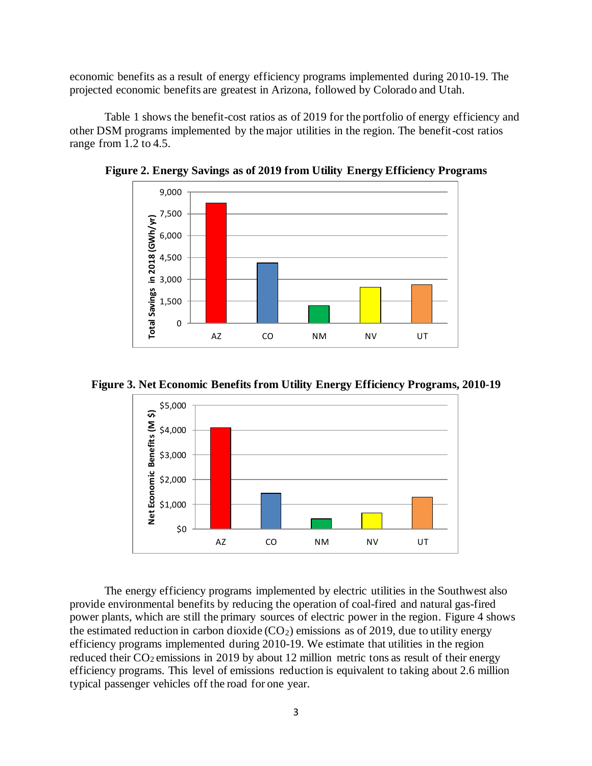economic benefits as a result of energy efficiency programs implemented during 2010-19. The projected economic benefits are greatest in Arizona, followed by Colorado and Utah.

Table 1 shows the benefit-cost ratios as of 2019 for the portfolio of energy efficiency and other DSM programs implemented by the major utilities in the region. The benefit-cost ratios range from 1.2 to 4.5.

**Figure 2. Energy Savings as of 2019 from Utility Energy Efficiency Programs**

**Figure 3. Net Economic Benefits from Utility Energy Efficiency Programs, 2010-19**

The energy efficiency programs implemented by electric utilities in the Southwest also provide environmental benefits by reducing the operation of coal-fired and natural gas-fired power plants, which are still the primary sources of electric power in the region. Figure 4 shows the estimated reduction in carbon dioxide ($CO_2$) emissions as of 2019, due to utility energy efficiency programs implemented during 2010-19. We estimate that utilities in the region reduced their $CO_2$ emissions in 2019 by about 12 million metric tons as result of their energy efficiency programs. This level of emissions reduction is equivalent to taking about 2.6 million typical passenger vehicles off the road for one year.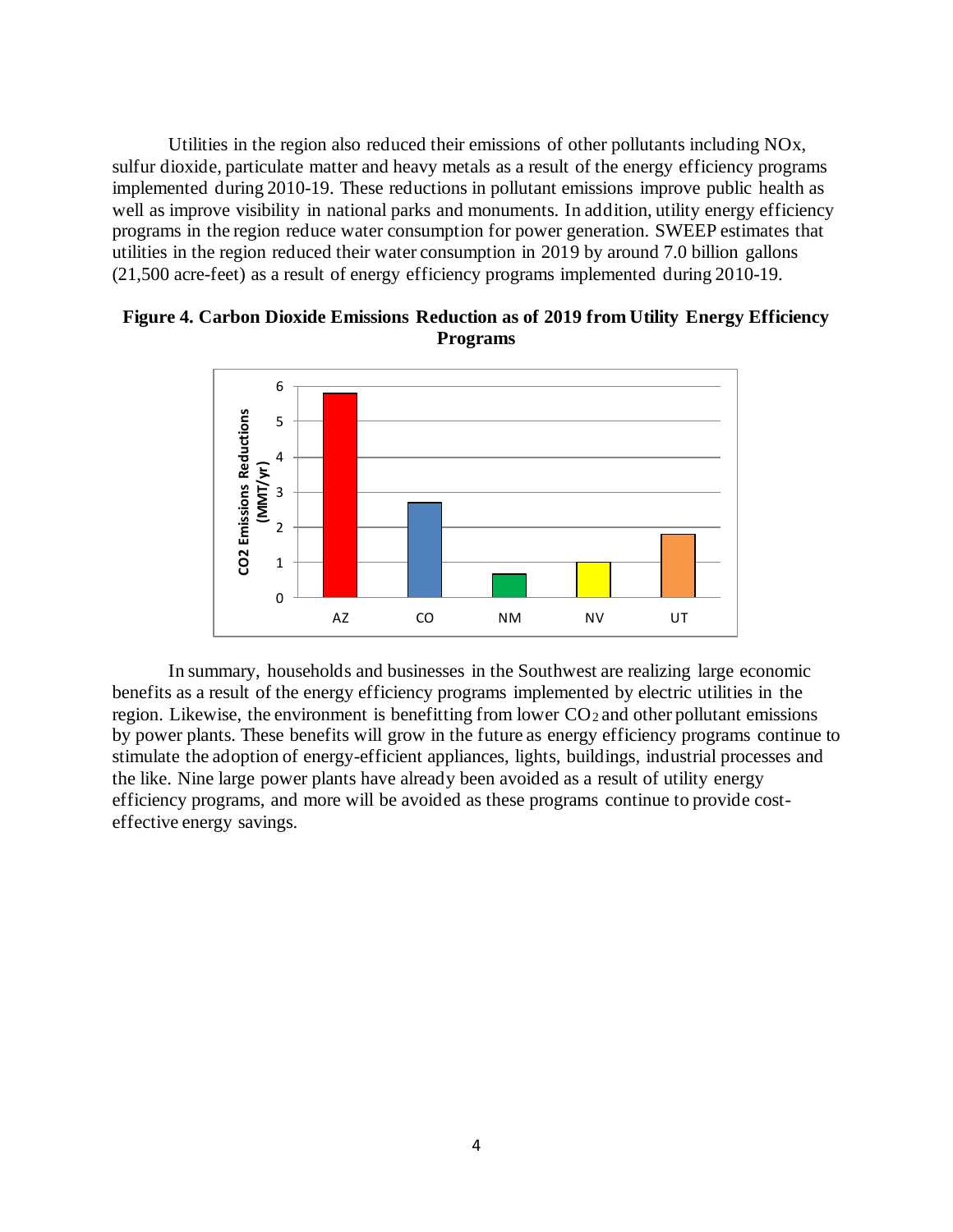Utilities in the region also reduced their emissions of other pollutants including NOx, sulfur dioxide, particulate matter and heavy metals as a result of the energy efficiency programs implemented during 2010-19. These reductions in pollutant emissions improve public health as well as improve visibility in national parks and monuments. In addition, utility energy efficiency programs in the region reduce water consumption for power generation. SWEEP estimates that utilities in the region reduced their water consumption in 2019 by around 7.0 billion gallons (21,500 acre-feet) as a result of energy efficiency programs implemented during 2010-19.

**Figure 4. Carbon Dioxide Emissions Reduction as of 2019 from Utility Energy Efficiency Programs**

In summary, households and businesses in the Southwest are realizing large economic benefits as a result of the energy efficiency programs implemented by electric utilities in the region. Likewise, the environment is benefitting from lower $CO_2$ and other pollutant emissions by power plants. These benefits will grow in the future as energy efficiency programs continue to stimulate the adoption of energy-efficient appliances, lights, buildings, industrial processes and the like. Nine large power plants have already been avoided as a result of utility energy efficiency programs, and more will be avoided as these programs continue to provide cost-effective energy savings.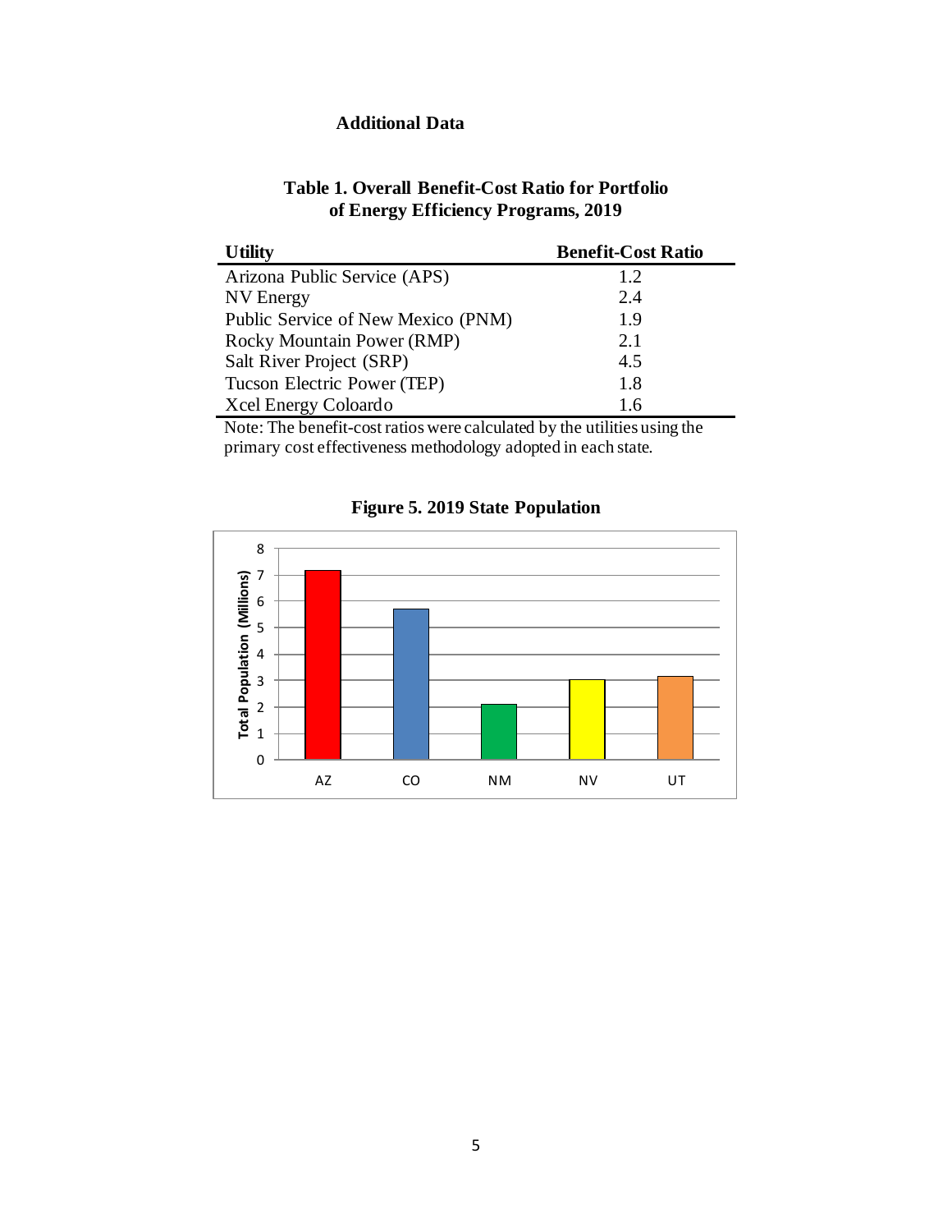## Additional Data

**Table 1. Overall Benefit-Cost Ratio for Portfolio of Energy Efficiency Programs, 2019**

| Utility | Benefit-Cost Ratio |
|---|---|
| Arizona Public Service (APS) | 1.2 |
| NV Energy | 2.4 |
| Public Service of New Mexico (PNM) | 1.9 |
| Rocky Mountain Power (RMP) | 2.1 |
| Salt River Project (SRP) | 4.5 |
| Tucson Electric Power (TEP) | 1.8 |
| Xcel Energy Coloardo | 1.6 |

Note: The benefit-cost ratios were calculated by the utilities using the primary cost effectiveness methodology adopted in each state.

**Figure 5. 2019 State Population**

Total Population (Millions)

0
1
2
3
4
5
6
7
8

AZ
CO
NM
NV
UT